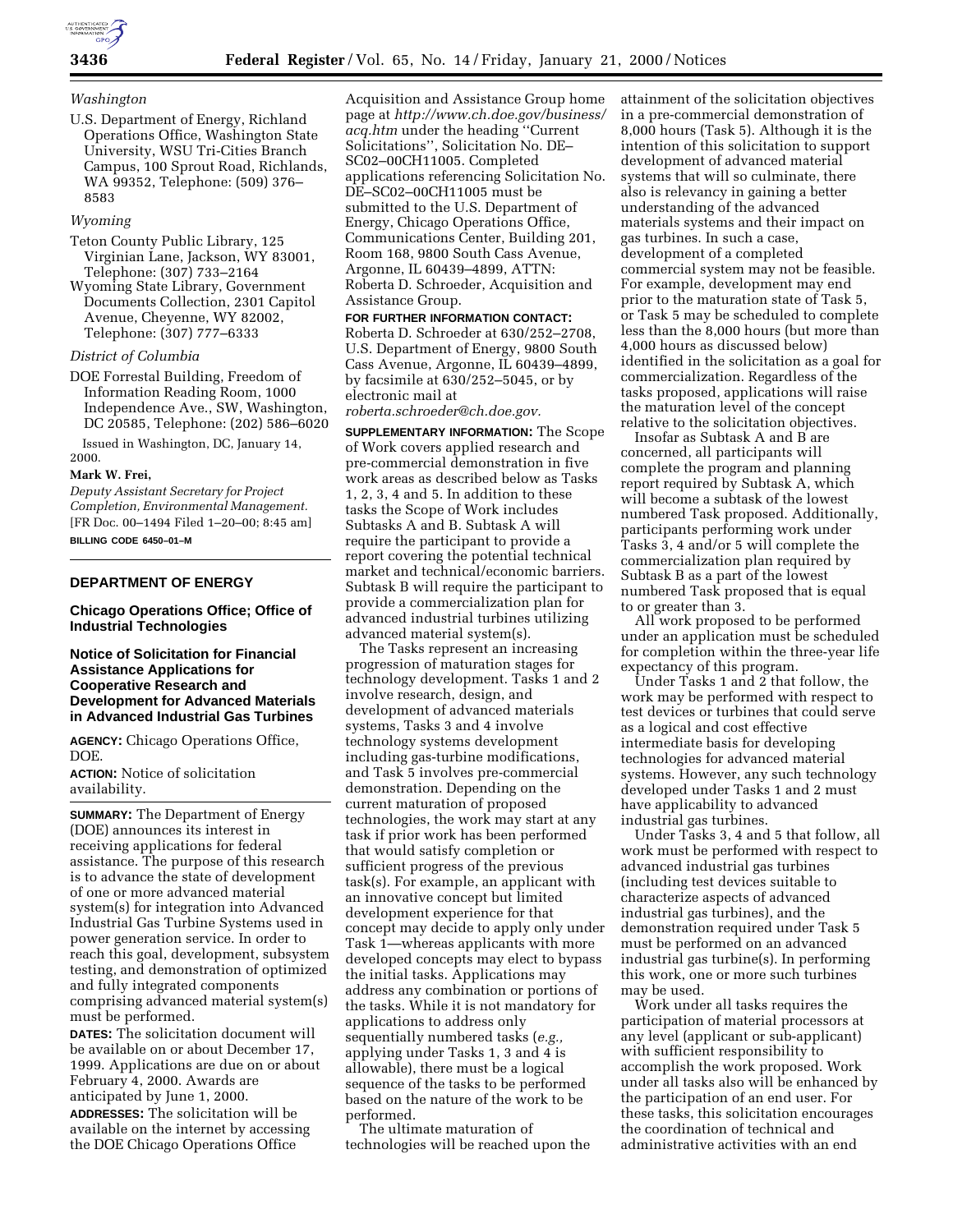*Washington*

U.S. Department of Energy, Richland Operations Office, Washington State University, WSU Tri-Cities Branch Campus, 100 Sprout Road, Richlands, WA 99352, Telephone: (509) 376–8583

*Wyoming*

Teton County Public Library, 125 Virginian Lane, Jackson, WY 83001, Telephone: (307) 733–2164

Wyoming State Library, Government Documents Collection, 2301 Capitol Avenue, Cheyenne, WY 82002, Telephone: (307) 777–6333

*District of Columbia*

DOE Forrestal Building, Freedom of Information Reading Room, 1000 Independence Ave., SW, Washington, DC 20585, Telephone: (202) 586–6020

Issued in Washington, DC, January 14, 2000.

**Mark W. Frei,**

*Deputy Assistant Secretary for Project Completion, Environmental Management.*

[FR Doc. 00–1494 Filed 1–20–00; 8:45 am]

**BILLING CODE 6450–01–M**

---

## DEPARTMENT OF ENERGY

### Chicago Operations Office; Office of Industrial Technologies

### Notice of Solicitation for Financial Assistance Applications for Cooperative Research and Development for Advanced Materials in Advanced Industrial Gas Turbines

**AGENCY:** Chicago Operations Office, DOE.

**ACTION:** Notice of solicitation availability.

**SUMMARY:** The Department of Energy (DOE) announces its interest in receiving applications for federal assistance. The purpose of this research is to advance the state of development of one or more advanced material system(s) for integration into Advanced Industrial Gas Turbine Systems used in power generation service. In order to reach this goal, development, subsystem testing, and demonstration of optimized and fully integrated components comprising advanced material system(s) must be performed.

**DATES:** The solicitation document will be available on or about December 17, 1999. Applications are due on or about February 4, 2000. Awards are anticipated by June 1, 2000.

**ADDRESSES:** The solicitation will be available on the internet by accessing the DOE Chicago Operations Office Acquisition and Assistance Group home page at *http://www.ch.doe.gov/business/acq.htm* under the heading ''Current Solicitations'', Solicitation No. DE–SC02–00CH11005. Completed applications referencing Solicitation No. DE–SC02–00CH11005 must be submitted to the U.S. Department of Energy, Chicago Operations Office, Communications Center, Building 201, Room 168, 9800 South Cass Avenue, Argonne, IL 60439–4899, ATTN: Roberta D. Schroeder, Acquisition and Assistance Group.

**FOR FURTHER INFORMATION CONTACT:** Roberta D. Schroeder at 630/252–2708, U.S. Department of Energy, 9800 South Cass Avenue, Argonne, IL 60439–4899, by facsimile at 630/252–5045, or by electronic mail at *roberta.schroeder@ch.doe.gov.*

**SUPPLEMENTARY INFORMATION:** The Scope of Work covers applied research and pre-commercial demonstration in five work areas as described below as Tasks 1, 2, 3, 4 and 5. In addition to these tasks the Scope of Work includes Subtasks A and B. Subtask A will require the participant to provide a report covering the potential technical market and technical/economic barriers. Subtask B will require the participant to provide a commercialization plan for advanced industrial turbines utilizing advanced material system(s).

The Tasks represent an increasing progression of maturation stages for technology development. Tasks 1 and 2 involve research, design, and development of advanced materials systems, Tasks 3 and 4 involve technology systems development including gas-turbine modifications, and Task 5 involves pre-commercial demonstration. Depending on the current maturation of proposed technologies, the work may start at any task if prior work has been performed that would satisfy completion or sufficient progress of the previous task(s). For example, an applicant with an innovative concept but limited development experience for that concept may decide to apply only under Task 1—whereas applicants with more developed concepts may elect to bypass the initial tasks. Applications may address any combination or portions of the tasks. While it is not mandatory for applications to address only sequentially numbered tasks (*e.g.,* applying under Tasks 1, 3 and 4 is allowable), there must be a logical sequence of the tasks to be performed based on the nature of the work to be performed.

The ultimate maturation of technologies will be reached upon the attainment of the solicitation objectives in a pre-commercial demonstration of 8,000 hours (Task 5). Although it is the intention of this solicitation to support development of advanced material systems that will so culminate, there also is relevancy in gaining a better understanding of the advanced materials systems and their impact on gas turbines. In such a case, development of a completed commercial system may not be feasible. For example, development may end prior to the maturation state of Task 5, or Task 5 may be scheduled to complete less than the 8,000 hours (but more than 4,000 hours as discussed below) identified in the solicitation as a goal for commercialization. Regardless of the tasks proposed, applications will raise the maturation level of the concept relative to the solicitation objectives.

Insofar as Subtask A and B are concerned, all participants will complete the program and planning report required by Subtask A, which will become a subtask of the lowest numbered Task proposed. Additionally, participants performing work under Tasks 3, 4 and/or 5 will complete the commercialization plan required by Subtask B as a part of the lowest numbered Task proposed that is equal to or greater than 3.

All work proposed to be performed under an application must be scheduled for completion within the three-year life expectancy of this program.

Under Tasks 1 and 2 that follow, the work may be performed with respect to test devices or turbines that could serve as a logical and cost effective intermediate basis for developing technologies for advanced material systems. However, any such technology developed under Tasks 1 and 2 must have applicability to advanced industrial gas turbines.

Under Tasks 3, 4 and 5 that follow, all work must be performed with respect to advanced industrial gas turbines (including test devices suitable to characterize aspects of advanced industrial gas turbines), and the demonstration required under Task 5 must be performed on an advanced industrial gas turbine(s). In performing this work, one or more such turbines may be used.

Work under all tasks requires the participation of material processors at any level (applicant or sub-applicant) with sufficient responsibility to accomplish the work proposed. Work under all tasks also will be enhanced by the participation of an end user. For these tasks, this solicitation encourages the coordination of technical and administrative activities with an end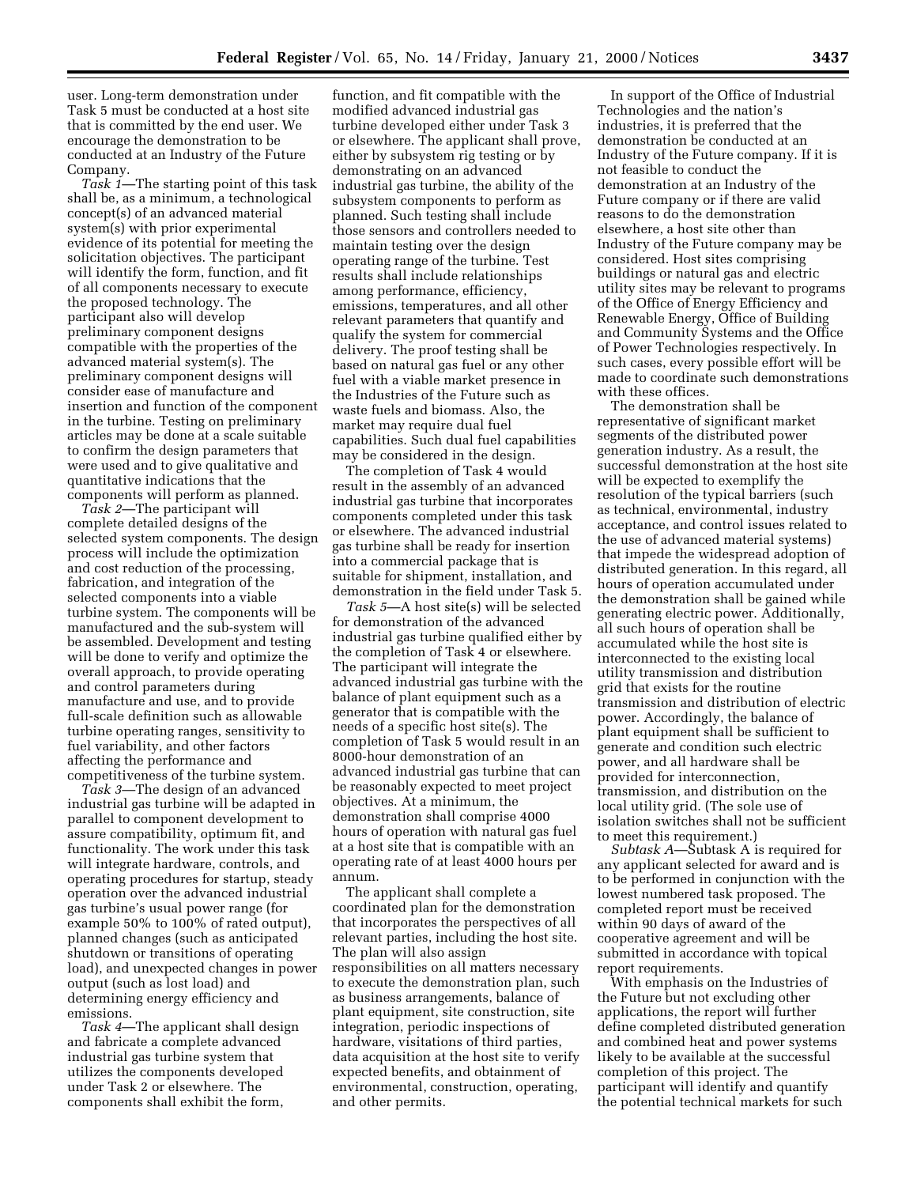user. Long-term demonstration under Task 5 must be conducted at a host site that is committed by the end user. We encourage the demonstration to be conducted at an Industry of the Future Company.

*Task 1*—The starting point of this task shall be, as a minimum, a technological concept(s) of an advanced material system(s) with prior experimental evidence of its potential for meeting the solicitation objectives. The participant will identify the form, function, and fit of all components necessary to execute the proposed technology. The participant also will develop preliminary component designs compatible with the properties of the advanced material system(s). The preliminary component designs will consider ease of manufacture and insertion and function of the component in the turbine. Testing on preliminary articles may be done at a scale suitable to confirm the design parameters that were used and to give qualitative and quantitative indications that the components will perform as planned.

*Task 2*—The participant will complete detailed designs of the selected system components. The design process will include the optimization and cost reduction of the processing, fabrication, and integration of the selected components into a viable turbine system. The components will be manufactured and the sub-system will be assembled. Development and testing will be done to verify and optimize the overall approach, to provide operating and control parameters during manufacture and use, and to provide full-scale definition such as allowable turbine operating ranges, sensitivity to fuel variability, and other factors affecting the performance and competitiveness of the turbine system.

*Task 3*—The design of an advanced industrial gas turbine will be adapted in parallel to component development to assure compatibility, optimum fit, and functionality. The work under this task will integrate hardware, controls, and operating procedures for startup, steady operation over the advanced industrial gas turbine's usual power range (for example 50% to 100% of rated output), planned changes (such as anticipated shutdown or transitions of operating load), and unexpected changes in power output (such as lost load) and determining energy efficiency and emissions.

*Task 4*—The applicant shall design and fabricate a complete advanced industrial gas turbine system that utilizes the components developed under Task 2 or elsewhere. The components shall exhibit the form, function, and fit compatible with the modified advanced industrial gas turbine developed either under Task 3 or elsewhere. The applicant shall prove, either by subsystem rig testing or by demonstrating on an advanced industrial gas turbine, the ability of the subsystem components to perform as planned. Such testing shall include those sensors and controllers needed to maintain testing over the design operating range of the turbine. Test results shall include relationships among performance, efficiency, emissions, temperatures, and all other relevant parameters that quantify and qualify the system for commercial delivery. The proof testing shall be based on natural gas fuel or any other fuel with a viable market presence in the Industries of the Future such as waste fuels and biomass. Also, the market may require dual fuel capabilities. Such dual fuel capabilities may be considered in the design.

The completion of Task 4 would result in the assembly of an advanced industrial gas turbine that incorporates components completed under this task or elsewhere. The advanced industrial gas turbine shall be ready for insertion into a commercial package that is suitable for shipment, installation, and demonstration in the field under Task 5.

*Task 5*—A host site(s) will be selected for demonstration of the advanced industrial gas turbine qualified either by the completion of Task 4 or elsewhere. The participant will integrate the advanced industrial gas turbine with the balance of plant equipment such as a generator that is compatible with the needs of a specific host site(s). The completion of Task 5 would result in an 8000-hour demonstration of an advanced industrial gas turbine that can be reasonably expected to meet project objectives. At a minimum, the demonstration shall comprise 4000 hours of operation with natural gas fuel at a host site that is compatible with an operating rate of at least 4000 hours per annum.

The applicant shall complete a coordinated plan for the demonstration that incorporates the perspectives of all relevant parties, including the host site. The plan will also assign responsibilities on all matters necessary to execute the demonstration plan, such as business arrangements, balance of plant equipment, site construction, site integration, periodic inspections of hardware, visitations of third parties, data acquisition at the host site to verify expected benefits, and obtainment of environmental, construction, operating, and other permits.

In support of the Office of Industrial Technologies and the nation's industries, it is preferred that the demonstration be conducted at an Industry of the Future company. If it is not feasible to conduct the demonstration at an Industry of the Future company or if there are valid reasons to do the demonstration elsewhere, a host site other than Industry of the Future company may be considered. Host sites comprising buildings or natural gas and electric utility sites may be relevant to programs of the Office of Energy Efficiency and Renewable Energy, Office of Building and Community Systems and the Office of Power Technologies respectively. In such cases, every possible effort will be made to coordinate such demonstrations with these offices.

The demonstration shall be representative of significant market segments of the distributed power generation industry. As a result, the successful demonstration at the host site will be expected to exemplify the resolution of the typical barriers (such as technical, environmental, industry acceptance, and control issues related to the use of advanced material systems) that impede the widespread adoption of distributed generation. In this regard, all hours of operation accumulated under the demonstration shall be gained while generating electric power. Additionally, all such hours of operation shall be accumulated while the host site is interconnected to the existing local utility transmission and distribution grid that exists for the routine transmission and distribution of electric power. Accordingly, the balance of plant equipment shall be sufficient to generate and condition such electric power, and all hardware shall be provided for interconnection, transmission, and distribution on the local utility grid. (The sole use of isolation switches shall not be sufficient to meet this requirement.)

*Subtask A*—Subtask A is required for any applicant selected for award and is to be performed in conjunction with the lowest numbered task proposed. The completed report must be received within 90 days of award of the cooperative agreement and will be submitted in accordance with topical report requirements.

With emphasis on the Industries of the Future but not excluding other applications, the report will further define completed distributed generation and combined heat and power systems likely to be available at the successful completion of this project. The participant will identify and quantify the potential technical markets for such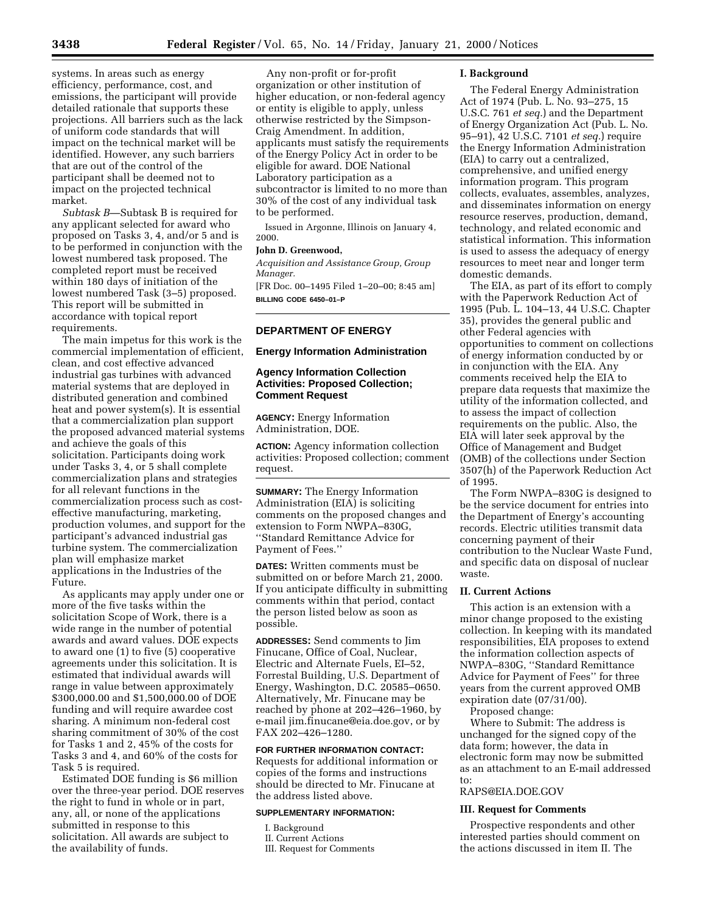systems. In areas such as energy efficiency, performance, cost, and emissions, the participant will provide detailed rationale that supports these projections. All barriers such as the lack of uniform code standards that will impact on the technical market will be identified. However, any such barriers that are out of the control of the participant shall be deemed not to impact on the projected technical market.

*Subtask B*—Subtask B is required for any applicant selected for award who proposed on Tasks 3, 4, and/or 5 and is to be performed in conjunction with the lowest numbered task proposed. The completed report must be received within 180 days of initiation of the lowest numbered Task (3–5) proposed. This report will be submitted in accordance with topical report requirements.

The main impetus for this work is the commercial implementation of efficient, clean, and cost effective advanced industrial gas turbines with advanced material systems that are deployed in distributed generation and combined heat and power system(s). It is essential that a commercialization plan support the proposed advanced material systems and achieve the goals of this solicitation. Participants doing work under Tasks 3, 4, or 5 shall complete commercialization plans and strategies for all relevant functions in the commercialization process such as cost-effective manufacturing, marketing, production volumes, and support for the participant's advanced industrial gas turbine system. The commercialization plan will emphasize market applications in the Industries of the Future.

As applicants may apply under one or more of the five tasks within the solicitation Scope of Work, there is a wide range in the number of potential awards and award values. DOE expects to award one (1) to five (5) cooperative agreements under this solicitation. It is estimated that individual awards will range in value between approximately $300,000.00 and $1,500,000.00 of DOE funding and will require awardee cost sharing. A minimum non-federal cost sharing commitment of 30% of the cost for Tasks 1 and 2, 45% of the costs for Tasks 3 and 4, and 60% of the costs for Task 5 is required.

Estimated DOE funding is $6 million over the three-year period. DOE reserves the right to fund in whole or in part, any, all, or none of the applications submitted in response to this solicitation. All awards are subject to the availability of funds.

Any non-profit or for-profit organization or other institution of higher education, or non-federal agency or entity is eligible to apply, unless otherwise restricted by the Simpson-Craig Amendment. In addition, applicants must satisfy the requirements of the Energy Policy Act in order to be eligible for award. DOE National Laboratory participation as a subcontractor is limited to no more than 30% of the cost of any individual task to be performed.

Issued in Argonne, Illinois on January 4, 2000.

**John D. Greenwood,**

*Acquisition and Assistance Group, Group Manager.*

[FR Doc. 00–1495 Filed 1–20–00; 8:45 am]

**BILLING CODE 6450–01–P**

## DEPARTMENT OF ENERGY

### Energy Information Administration

### Agency Information Collection Activities: Proposed Collection; Comment Request

**AGENCY:** Energy Information Administration, DOE.

**ACTION:** Agency information collection activities: Proposed collection; comment request.

**SUMMARY:** The Energy Information Administration (EIA) is soliciting comments on the proposed changes and extension to Form NWPA–830G, ''Standard Remittance Advice for Payment of Fees.''

**DATES:** Written comments must be submitted on or before March 21, 2000. If you anticipate difficulty in submitting comments within that period, contact the person listed below as soon as possible.

**ADDRESSES:** Send comments to Jim Finucane, Office of Coal, Nuclear, Electric and Alternate Fuels, EI–52, Forrestal Building, U.S. Department of Energy, Washington, D.C. 20585–0650. Alternatively, Mr. Finucane may be reached by phone at 202–426–1960, by e-mail jim.finucane@eia.doe.gov, or by FAX 202–426–1280.

**FOR FURTHER INFORMATION CONTACT:** Requests for additional information or copies of the forms and instructions should be directed to Mr. Finucane at the address listed above.

**SUPPLEMENTARY INFORMATION:**

I. Background
II. Current Actions
III. Request for Comments

**I. Background**

The Federal Energy Administration Act of 1974 (Pub. L. No. 93–275, 15 U.S.C. 761 *et seq.*) and the Department of Energy Organization Act (Pub. L. No. 95–91), 42 U.S.C. 7101 *et seq.*) require the Energy Information Administration (EIA) to carry out a centralized, comprehensive, and unified energy information program. This program collects, evaluates, assembles, analyzes, and disseminates information on energy resource reserves, production, demand, technology, and related economic and statistical information. This information is used to assess the adequacy of energy resources to meet near and longer term domestic demands.

The EIA, as part of its effort to comply with the Paperwork Reduction Act of 1995 (Pub. L. 104–13, 44 U.S.C. Chapter 35), provides the general public and other Federal agencies with opportunities to comment on collections of energy information conducted by or in conjunction with the EIA. Any comments received help the EIA to prepare data requests that maximize the utility of the information collected, and to assess the impact of collection requirements on the public. Also, the EIA will later seek approval by the Office of Management and Budget (OMB) of the collections under Section 3507(h) of the Paperwork Reduction Act of 1995.

The Form NWPA–830G is designed to be the service document for entries into the Department of Energy's accounting records. Electric utilities transmit data concerning payment of their contribution to the Nuclear Waste Fund, and specific data on disposal of nuclear waste.

**II. Current Actions**

This action is an extension with a minor change proposed to the existing collection. In keeping with its mandated responsibilities, EIA proposes to extend the information collection aspects of NWPA–830G, ''Standard Remittance Advice for Payment of Fees'' for three years from the current approved OMB expiration date (07/31/00).

Proposed change:

Where to Submit: The address is unchanged for the signed copy of the data form; however, the data in electronic form may now be submitted as an attachment to an E-mail addressed to:
RAPS@EIA.DOE.GOV

**III. Request for Comments**

Prospective respondents and other interested parties should comment on the actions discussed in item II. The